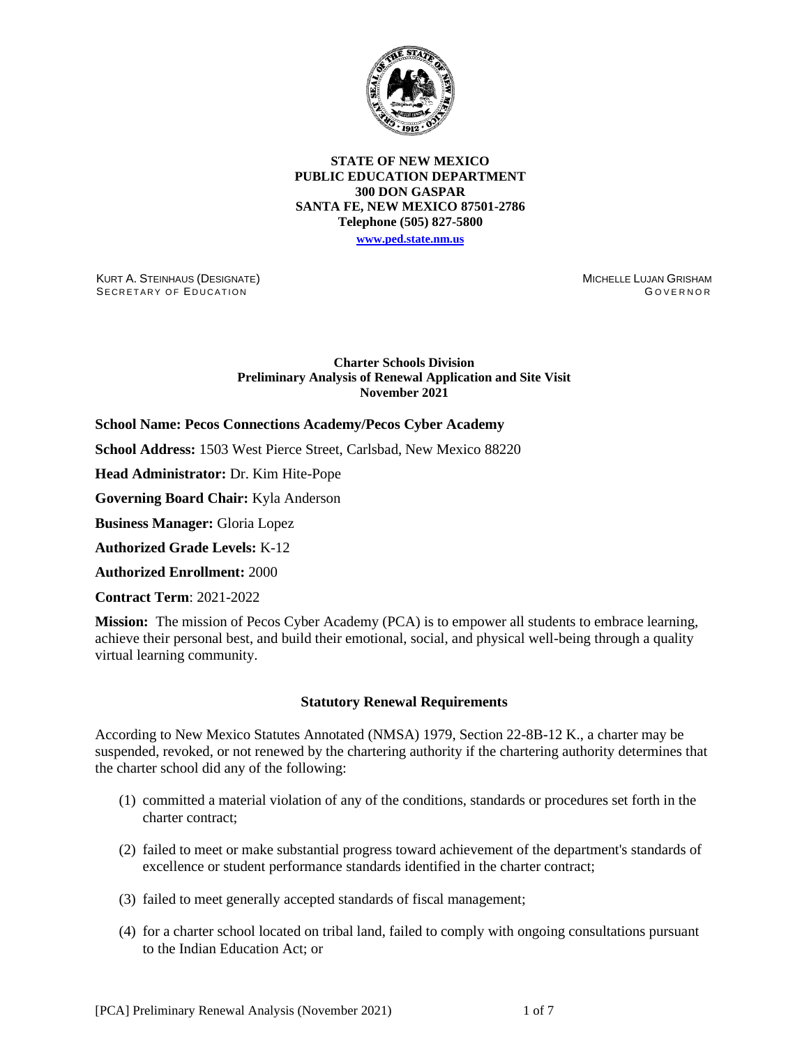**STATE OF NEW MEXICO**
**PUBLIC EDUCATION DEPARTMENT**
**300 DON GASPAR**
**SANTA FE, NEW MEXICO 87501-2786**
**Telephone (505) 827-5800**
**www.ped.state.nm.us**

KURT A. STEINHAUS (DESIGNATE)
SECRETARY OF EDUCATION

MICHELLE LUJAN GRISHAM
GOVERNOR

**Charter Schools Division**
**Preliminary Analysis of Renewal Application and Site Visit**
**November 2021**

**School Name: Pecos Connections Academy/Pecos Cyber Academy**

**School Address:** 1503 West Pierce Street, Carlsbad, New Mexico 88220

**Head Administrator:** Dr. Kim Hite-Pope

**Governing Board Chair:** Kyla Anderson

**Business Manager:** Gloria Lopez

**Authorized Grade Levels:** K-12

**Authorized Enrollment:** 2000

**Contract Term**: 2021-2022

**Mission:** The mission of Pecos Cyber Academy (PCA) is to empower all students to embrace learning, achieve their personal best, and build their emotional, social, and physical well-being through a quality virtual learning community.

## Statutory Renewal Requirements

According to New Mexico Statutes Annotated (NMSA) 1979, Section 22-8B-12 K., a charter may be suspended, revoked, or not renewed by the chartering authority if the chartering authority determines that the charter school did any of the following:

(1) committed a material violation of any of the conditions, standards or procedures set forth in the charter contract;

(2) failed to meet or make substantial progress toward achievement of the department's standards of excellence or student performance standards identified in the charter contract;

(3) failed to meet generally accepted standards of fiscal management;

(4) for a charter school located on tribal land, failed to comply with ongoing consultations pursuant to the Indian Education Act; or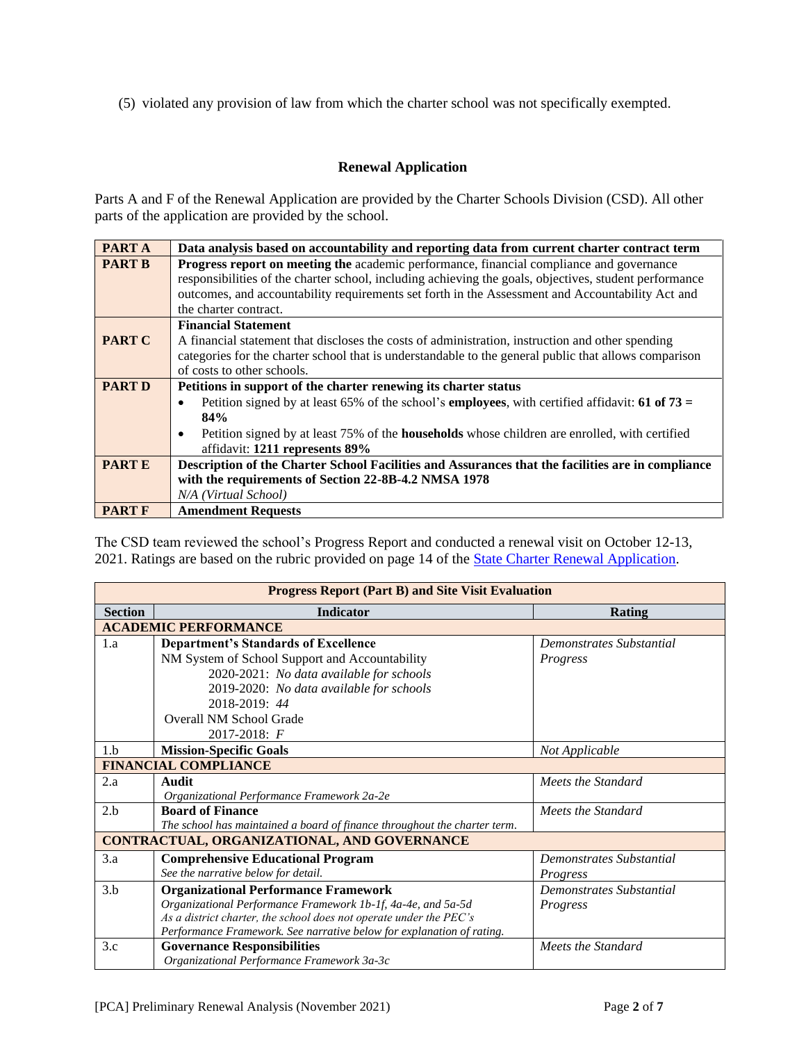(5) violated any provision of law from which the charter school was not specifically exempted.

## Renewal Application

Parts A and F of the Renewal Application are provided by the Charter Schools Division (CSD). All other parts of the application are provided by the school.

| | |
|---|---|
| **PART A** | **Data analysis based on accountability and reporting data from current charter contract term** |
| **PART B** | **Progress report on meeting the** academic performance, financial compliance and governance responsibilities of the charter school, including achieving the goals, objectives, student performance outcomes, and accountability requirements set forth in the Assessment and Accountability Act and the charter contract. |
| **PART C** | **Financial Statement**<br>A financial statement that discloses the costs of administration, instruction and other spending categories for the charter school that is understandable to the general public that allows comparison of costs to other schools. |
| **PART D** | **Petitions in support of the charter renewing its charter status**<br>• Petition signed by at least 65% of the school's **employees**, with certified affidavit: **61 of 73 = 84%**<br>• Petition signed by at least 75% of the **households** whose children are enrolled, with certified affidavit: **1211 represents 89%** |
| **PART E** | **Description of the Charter School Facilities and Assurances that the facilities are in compliance with the requirements of Section 22-8B-4.2 NMSA 1978**<br>*N/A (Virtual School)* |
| **PART F** | **Amendment Requests** |

The CSD team reviewed the school's Progress Report and conducted a renewal visit on October 12-13, 2021. Ratings are based on the rubric provided on page 14 of the State Charter Renewal Application.

| **Progress Report (Part B) and Site Visit Evaluation** | | |
|---|---|---|
| **Section** | **Indicator** | **Rating** |
| **ACADEMIC PERFORMANCE** | | |
| 1.a | **Department's Standards of Excellence**<br>NM System of School Support and Accountability<br>2020-2021: *No data available for schools*<br>2019-2020: *No data available for schools*<br>2018-2019: *44*<br>Overall NM School Grade<br>2017-2018: *F* | *Demonstrates Substantial Progress* |
| 1.b | **Mission-Specific Goals** | *Not Applicable* |
| **FINANCIAL COMPLIANCE** | | |
| 2.a | **Audit**<br>*Organizational Performance Framework 2a-2e* | *Meets the Standard* |
| 2.b | **Board of Finance**<br>*The school has maintained a board of finance throughout the charter term.* | *Meets the Standard* |
| **CONTRACTUAL, ORGANIZATIONAL, AND GOVERNANCE** | | |
| 3.a | **Comprehensive Educational Program**<br>*See the narrative below for detail.* | *Demonstrates Substantial Progress* |
| 3.b | **Organizational Performance Framework**<br>*Organizational Performance Framework 1b-1f, 4a-4e, and 5a-5d*<br>*As a district charter, the school does not operate under the PEC's Performance Framework. See narrative below for explanation of rating.* | *Demonstrates Substantial Progress* |
| 3.c | **Governance Responsibilities**<br>*Organizational Performance Framework 3a-3c* | *Meets the Standard* |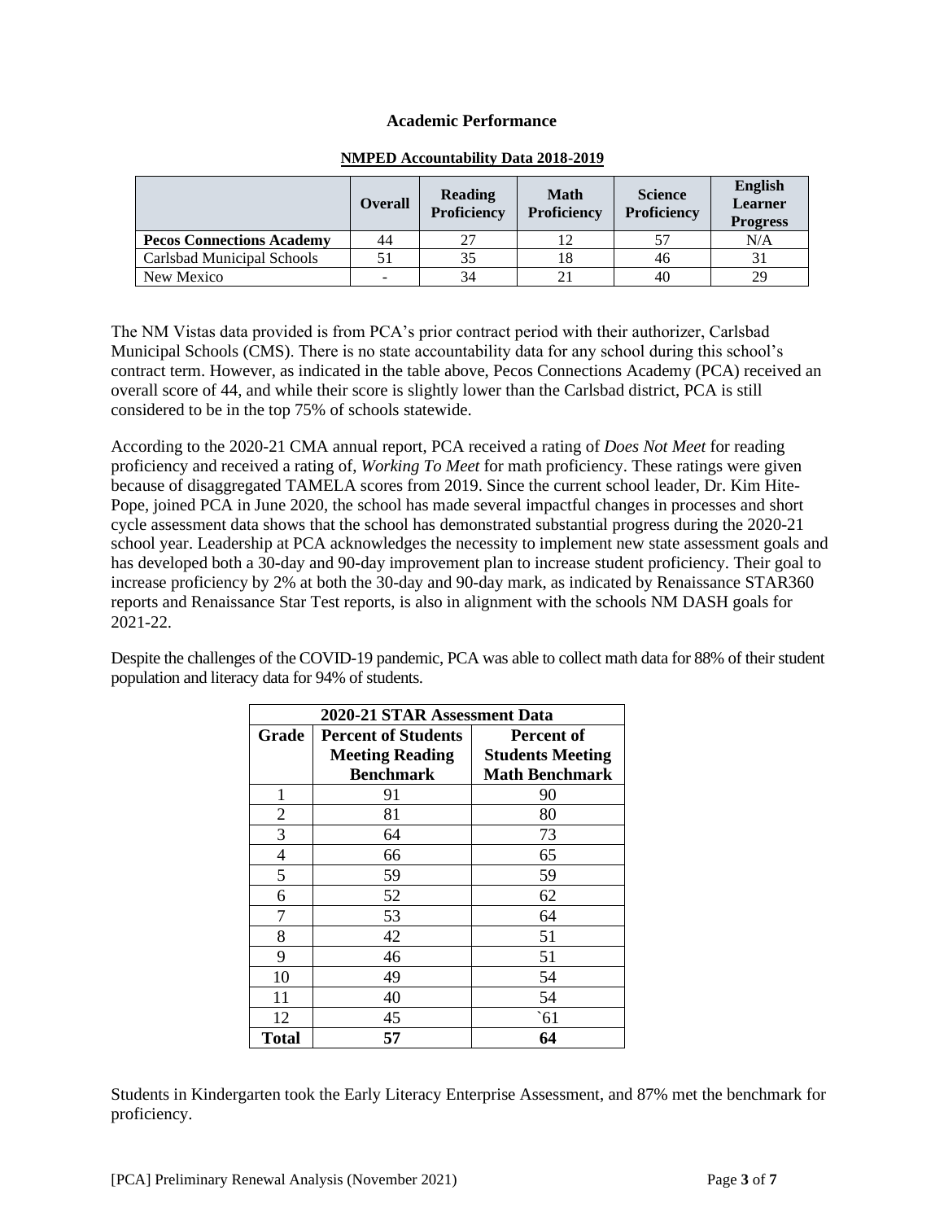## Academic Performance

**NMPED Accountability Data 2018-2019**

| | Overall | Reading Proficiency | Math Proficiency | Science Proficiency | English Learner Progress |
|---|---|---|---|---|---|
| **Pecos Connections Academy** | 44 | 27 | 12 | 57 | N/A |
| Carlsbad Municipal Schools | 51 | 35 | 18 | 46 | 31 |
| New Mexico | - | 34 | 21 | 40 | 29 |

The NM Vistas data provided is from PCA's prior contract period with their authorizer, Carlsbad Municipal Schools (CMS). There is no state accountability data for any school during this school's contract term. However, as indicated in the table above, Pecos Connections Academy (PCA) received an overall score of 44, and while their score is slightly lower than the Carlsbad district, PCA is still considered to be in the top 75% of schools statewide.

According to the 2020-21 CMA annual report, PCA received a rating of *Does Not Meet* for reading proficiency and received a rating of, *Working To Meet* for math proficiency. These ratings were given because of disaggregated TAMELA scores from 2019. Since the current school leader, Dr. Kim Hite-Pope, joined PCA in June 2020, the school has made several impactful changes in processes and short cycle assessment data shows that the school has demonstrated substantial progress during the 2020-21 school year. Leadership at PCA acknowledges the necessity to implement new state assessment goals and has developed both a 30-day and 90-day improvement plan to increase student proficiency. Their goal to increase proficiency by 2% at both the 30-day and 90-day mark, as indicated by Renaissance STAR360 reports and Renaissance Star Test reports, is also in alignment with the schools NM DASH goals for 2021-22.

Despite the challenges of the COVID-19 pandemic, PCA was able to collect math data for 88% of their student population and literacy data for 94% of students.

| 2020-21 STAR Assessment Data | | |
|---|---|---|
| **Grade** | **Percent of Students Meeting Reading Benchmark** | **Percent of Students Meeting Math Benchmark** |
| 1 | 91 | 90 |
| 2 | 81 | 80 |
| 3 | 64 | 73 |
| 4 | 66 | 65 |
| 5 | 59 | 59 |
| 6 | 52 | 62 |
| 7 | 53 | 64 |
| 8 | 42 | 51 |
| 9 | 46 | 51 |
| 10 | 49 | 54 |
| 11 | 40 | 54 |
| 12 | 45 | `61 |
| **Total** | **57** | **64** |

Students in Kindergarten took the Early Literacy Enterprise Assessment, and 87% met the benchmark for proficiency.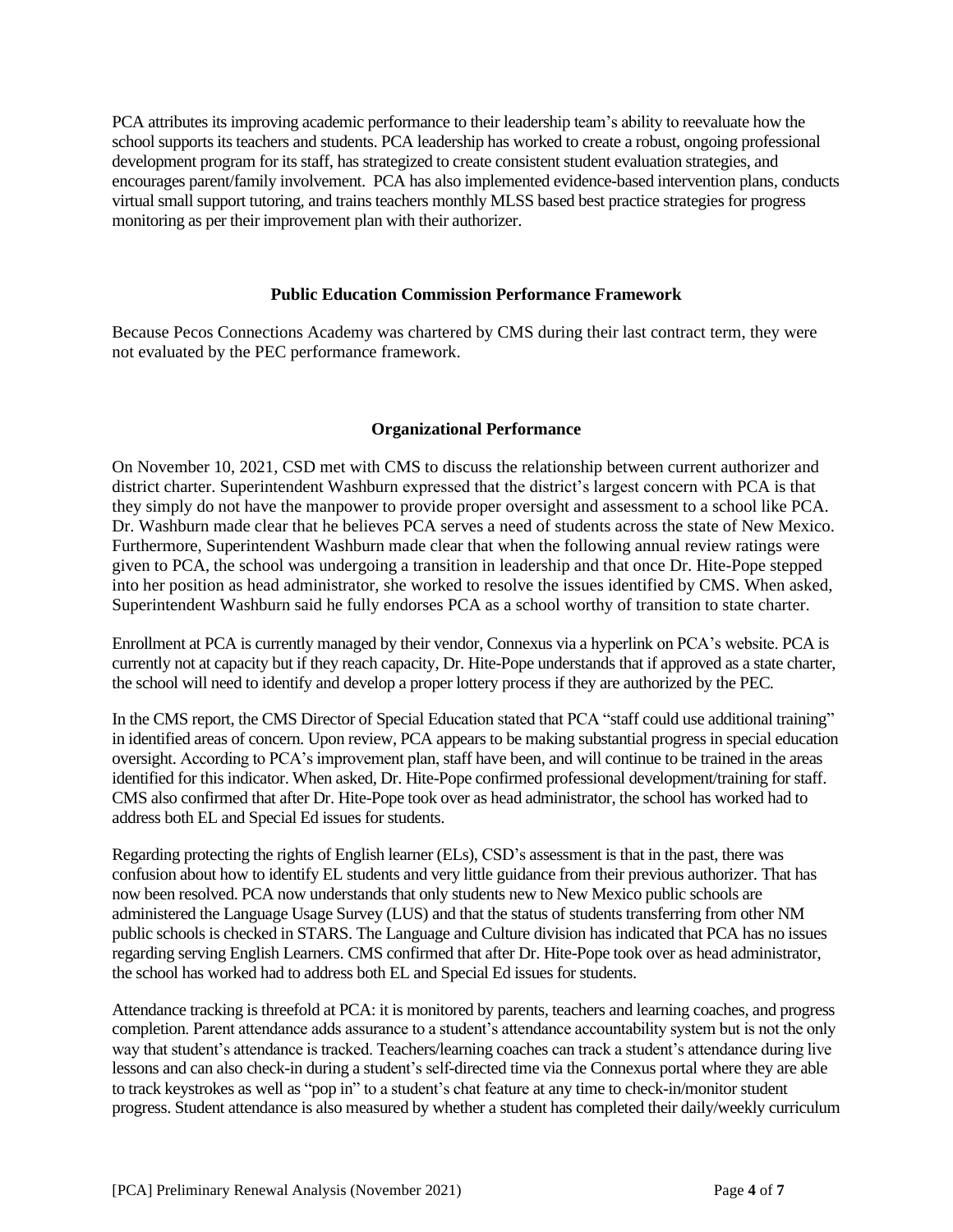PCA attributes its improving academic performance to their leadership team's ability to reevaluate how the school supports its teachers and students. PCA leadership has worked to create a robust, ongoing professional development program for its staff, has strategized to create consistent student evaluation strategies, and encourages parent/family involvement. PCA has also implemented evidence-based intervention plans, conducts virtual small support tutoring, and trains teachers monthly MLSS based best practice strategies for progress monitoring as per their improvement plan with their authorizer.

## Public Education Commission Performance Framework

Because Pecos Connections Academy was chartered by CMS during their last contract term, they were not evaluated by the PEC performance framework.

## Organizational Performance

On November 10, 2021, CSD met with CMS to discuss the relationship between current authorizer and district charter. Superintendent Washburn expressed that the district's largest concern with PCA is that they simply do not have the manpower to provide proper oversight and assessment to a school like PCA. Dr. Washburn made clear that he believes PCA serves a need of students across the state of New Mexico. Furthermore, Superintendent Washburn made clear that when the following annual review ratings were given to PCA, the school was undergoing a transition in leadership and that once Dr. Hite-Pope stepped into her position as head administrator, she worked to resolve the issues identified by CMS. When asked, Superintendent Washburn said he fully endorses PCA as a school worthy of transition to state charter.

Enrollment at PCA is currently managed by their vendor, Connexus via a hyperlink on PCA's website. PCA is currently not at capacity but if they reach capacity, Dr. Hite-Pope understands that if approved as a state charter, the school will need to identify and develop a proper lottery process if they are authorized by the PEC.

In the CMS report, the CMS Director of Special Education stated that PCA "staff could use additional training" in identified areas of concern. Upon review, PCA appears to be making substantial progress in special education oversight. According to PCA's improvement plan, staff have been, and will continue to be trained in the areas identified for this indicator. When asked, Dr. Hite-Pope confirmed professional development/training for staff. CMS also confirmed that after Dr. Hite-Pope took over as head administrator, the school has worked had to address both EL and Special Ed issues for students.

Regarding protecting the rights of English learner (ELs), CSD's assessment is that in the past, there was confusion about how to identify EL students and very little guidance from their previous authorizer. That has now been resolved. PCA now understands that only students new to New Mexico public schools are administered the Language Usage Survey (LUS) and that the status of students transferring from other NM public schools is checked in STARS. The Language and Culture division has indicated that PCA has no issues regarding serving English Learners. CMS confirmed that after Dr. Hite-Pope took over as head administrator, the school has worked had to address both EL and Special Ed issues for students.

Attendance tracking is threefold at PCA: it is monitored by parents, teachers and learning coaches, and progress completion. Parent attendance adds assurance to a student's attendance accountability system but is not the only way that student's attendance is tracked. Teachers/learning coaches can track a student's attendance during live lessons and can also check-in during a student's self-directed time via the Connexus portal where they are able to track keystrokes as well as "pop in" to a student's chat feature at any time to check-in/monitor student progress. Student attendance is also measured by whether a student has completed their daily/weekly curriculum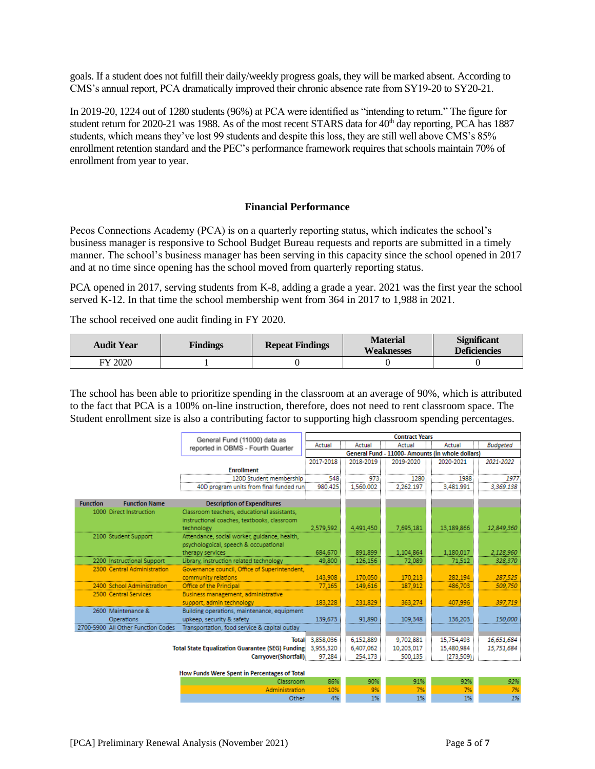goals. If a student does not fulfill their daily/weekly progress goals, they will be marked absent. According to CMS's annual report, PCA dramatically improved their chronic absence rate from SY19-20 to SY20-21.

In 2019-20, 1224 out of 1280 students (96%) at PCA were identified as "intending to return." The figure for student return for 2020-21 was 1988. As of the most recent STARS data for 40th day reporting, PCA has 1887 students, which means they've lost 99 students and despite this loss, they are still well above CMS's 85% enrollment retention standard and the PEC's performance framework requires that schools maintain 70% of enrollment from year to year.

## Financial Performance

Pecos Connections Academy (PCA) is on a quarterly reporting status, which indicates the school's business manager is responsive to School Budget Bureau requests and reports are submitted in a timely manner. The school's business manager has been serving in this capacity since the school opened in 2017 and at no time since opening has the school moved from quarterly reporting status.

PCA opened in 2017, serving students from K-8, adding a grade a year. 2021 was the first year the school served K-12. In that time the school membership went from 364 in 2017 to 1,988 in 2021.

The school received one audit finding in FY 2020.

| Audit Year | Findings | Repeat Findings | Material Weaknesses | Significant Deficiencies |
|---|---|---|---|---|
| FY 2020 | 1 | 0 | 0 | 0 |

The school has been able to prioritize spending in the classroom at an average of 90%, which is attributed to the fact that PCA is a 100% on-line instruction, therefore, does not need to rent classroom space. The Student enrollment size is also a contributing factor to supporting high classroom spending percentages.

| | | General Fund (11000) data as reported in OBMS - Fourth Quarter | Contract Years | | | | |
|---|---|---|---|---|---|---|---|
| | | | Actual | Actual | Actual | Actual | *Budgeted* |
| | | | General Fund - 11000- Amounts (in whole dollars) | | | | |
| | | | 2017-2018 | 2018-2019 | 2019-2020 | 2020-2021 | *2021-2022* |
| | | **Enrollment** | | | | | |
| | | 120D Student membership | 548 | 973 | 1280 | 1988 | *1977* |
| | | 40D program units from final funded run | 980.425 | 1,560.002 | 2,262.197 | 3,481.991 | *3,369.138* |
| **Function** | **Function Name** | **Description of Expenditures** | | | | | |
| 1000 | Direct Instruction | Classroom teachers, educational assistants, instructional coaches, textbooks, classroom technology | 2,579,592 | 4,491,450 | 7,695,181 | 13,189,866 | *12,849,360* |
| 2100 | Student Support | Attendance, social worker, guidance, health, psychologoical, speech & occupational therapy services | 684,670 | 891,899 | 1,104,864 | 1,180,017 | *2,128,960* |
| 2200 | Instructional Support | Library, instruction related technology | 49,800 | 126,156 | 72,089 | 71,512 | *328,370* |
| 2300 | Central Administration | Governance council, Office of Superintendent, community relations | 143,908 | 170,050 | 170,213 | 282,194 | *287,525* |
| 2400 | School Administration | Office of the Principal | 77,165 | 149,616 | 187,912 | 486,703 | *509,750* |
| 2500 | Central Services | Business management, administrative support, admin technology | 183,228 | 231,829 | 363,274 | 407,996 | *397,719* |
| 2600 | Maintenance & Operations | Building operations, maintenance, equipment upkeep, security & safety | 139,673 | 91,890 | 109,348 | 136,203 | *150,000* |
| 2700-5900 | All Other Function Codes | Transportation, food service & capital outlay | | | | | |
| | | **Total** | 3,858,036 | 6,152,889 | 9,702,881 | 15,754,493 | *16,651,684* |
| | | **Total State Equalization Guarantee (SEG) Funding** | 3,955,320 | 6,407,062 | 10,203,017 | 15,480,984 | *15,751,684* |
| | | **Carryover(Shortfall)** | 97,284 | 254,173 | 500,135 | (273,509) | |
| | | **How Funds Were Spent in Percentages of Total** | | | | | |
| | | Classroom | 86% | 90% | 91% | 92% | *92%* |
| | | Administration | 10% | 9% | 7% | 7% | *7%* |
| | | Other | 4% | 1% | 1% | 1% | *1%* |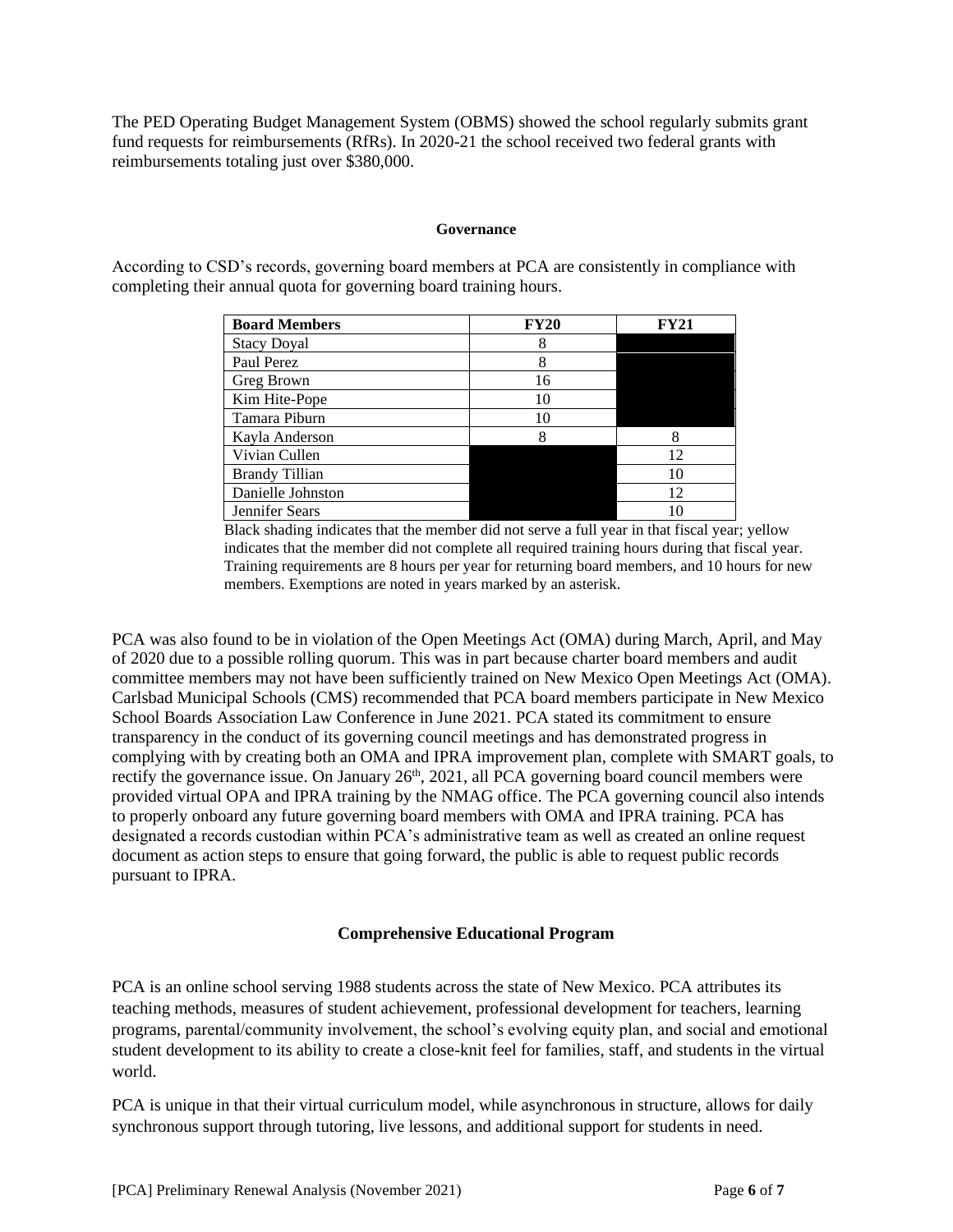The PED Operating Budget Management System (OBMS) showed the school regularly submits grant fund requests for reimbursements (RfRs). In 2020-21 the school received two federal grants with reimbursements totaling just over $380,000.

## Governance

According to CSD's records, governing board members at PCA are consistently in compliance with completing their annual quota for governing board training hours.

| Board Members | FY20 | FY21 |
|---|---|---|
| Stacy Doyal | 8 | |
| Paul Perez | 8 | |
| Greg Brown | 16 | |
| Kim Hite-Pope | 10 | |
| Tamara Piburn | 10 | |
| Kayla Anderson | 8 | 8 |
| Vivian Cullen | | 12 |
| Brandy Tillian | | 10 |
| Danielle Johnston | | 12 |
| Jennifer Sears | | 10 |

Black shading indicates that the member did not serve a full year in that fiscal year; yellow indicates that the member did not complete all required training hours during that fiscal year. Training requirements are 8 hours per year for returning board members, and 10 hours for new members. Exemptions are noted in years marked by an asterisk.

PCA was also found to be in violation of the Open Meetings Act (OMA) during March, April, and May of 2020 due to a possible rolling quorum. This was in part because charter board members and audit committee members may not have been sufficiently trained on New Mexico Open Meetings Act (OMA). Carlsbad Municipal Schools (CMS) recommended that PCA board members participate in New Mexico School Boards Association Law Conference in June 2021. PCA stated its commitment to ensure transparency in the conduct of its governing council meetings and has demonstrated progress in complying with by creating both an OMA and IPRA improvement plan, complete with SMART goals, to rectify the governance issue. On January 26th, 2021, all PCA governing board council members were provided virtual OPA and IPRA training by the NMAG office. The PCA governing council also intends to properly onboard any future governing board members with OMA and IPRA training. PCA has designated a records custodian within PCA's administrative team as well as created an online request document as action steps to ensure that going forward, the public is able to request public records pursuant to IPRA.

## Comprehensive Educational Program

PCA is an online school serving 1988 students across the state of New Mexico. PCA attributes its teaching methods, measures of student achievement, professional development for teachers, learning programs, parental/community involvement, the school's evolving equity plan, and social and emotional student development to its ability to create a close-knit feel for families, staff, and students in the virtual world.

PCA is unique in that their virtual curriculum model, while asynchronous in structure, allows for daily synchronous support through tutoring, live lessons, and additional support for students in need.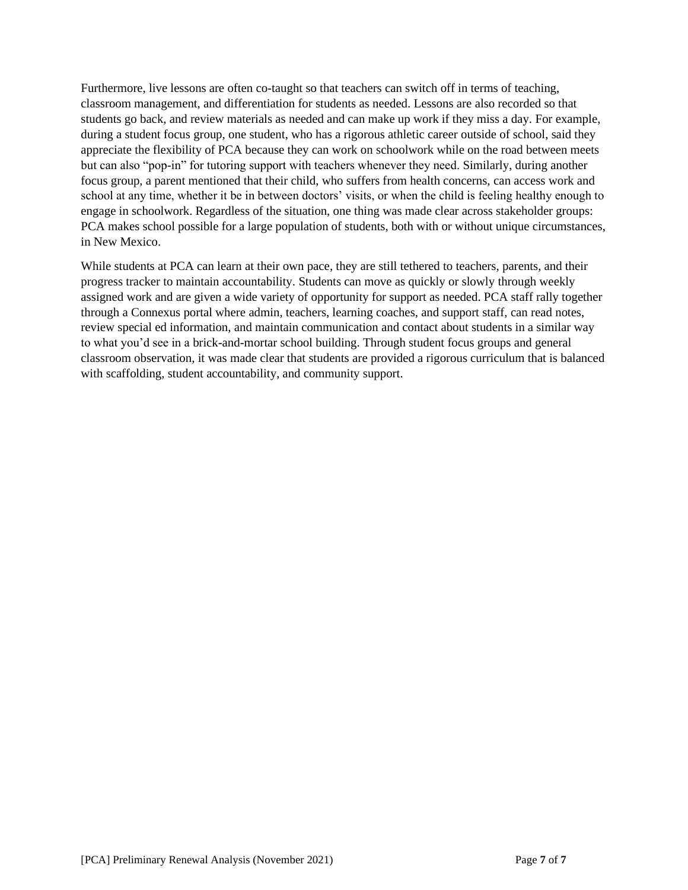Furthermore, live lessons are often co-taught so that teachers can switch off in terms of teaching, classroom management, and differentiation for students as needed. Lessons are also recorded so that students go back, and review materials as needed and can make up work if they miss a day. For example, during a student focus group, one student, who has a rigorous athletic career outside of school, said they appreciate the flexibility of PCA because they can work on schoolwork while on the road between meets but can also "pop-in" for tutoring support with teachers whenever they need. Similarly, during another focus group, a parent mentioned that their child, who suffers from health concerns, can access work and school at any time, whether it be in between doctors' visits, or when the child is feeling healthy enough to engage in schoolwork. Regardless of the situation, one thing was made clear across stakeholder groups: PCA makes school possible for a large population of students, both with or without unique circumstances, in New Mexico.

While students at PCA can learn at their own pace, they are still tethered to teachers, parents, and their progress tracker to maintain accountability. Students can move as quickly or slowly through weekly assigned work and are given a wide variety of opportunity for support as needed. PCA staff rally together through a Connexus portal where admin, teachers, learning coaches, and support staff, can read notes, review special ed information, and maintain communication and contact about students in a similar way to what you'd see in a brick-and-mortar school building. Through student focus groups and general classroom observation, it was made clear that students are provided a rigorous curriculum that is balanced with scaffolding, student accountability, and community support.